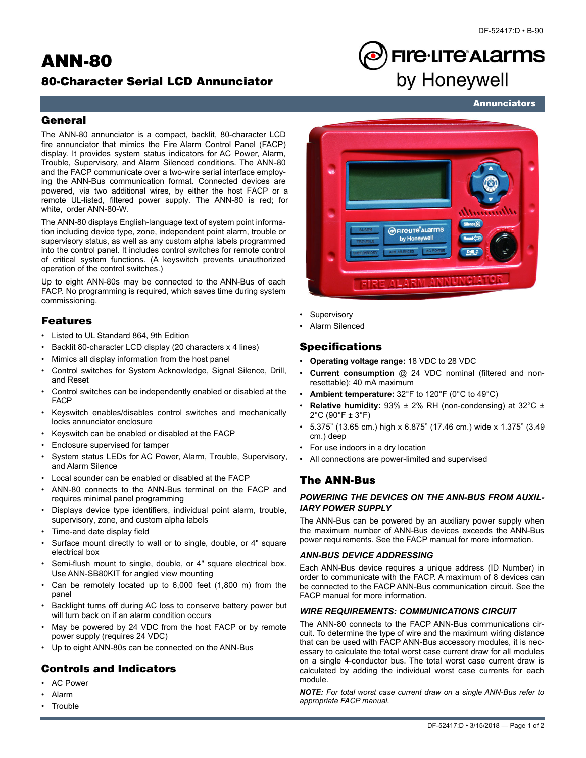# ANN-80

## 80-Character Serial LCD Annunciator

Annunciators

## General

The ANN-80 annunciator is a compact, backlit, 80-character LCD fire annunciator that mimics the Fire Alarm Control Panel (FACP) display. It provides system status indicators for AC Power, Alarm, Trouble, Supervisory, and Alarm Silenced conditions. The ANN-80 and the FACP communicate over a two-wire serial interface employing the ANN-Bus communication format. Connected devices are powered, via two additional wires, by either the host FACP or a remote UL-listed, filtered power supply. The ANN-80 is red; for white, order ANN-80-W.

The ANN-80 displays English-language text of system point information including device type, zone, independent point alarm, trouble or supervisory status, as well as any custom alpha labels programmed into the control panel. It includes control switches for remote control of critical system functions. (A keyswitch prevents unauthorized operation of the control switches.)

Up to eight ANN-80s may be connected to the ANN-Bus of each FACP. No programming is required, which saves time during system commissioning.

## Features

- Listed to UL Standard 864, 9th Edition
- Backlit 80-character LCD display (20 characters x 4 lines)
- Mimics all display information from the host panel
- Control switches for System Acknowledge, Signal Silence, Drill, and Reset
- Control switches can be independently enabled or disabled at the FACP
- Keyswitch enables/disables control switches and mechanically locks annunciator enclosure
- Keyswitch can be enabled or disabled at the FACP
- Enclosure supervised for tamper
- System status LEDs for AC Power, Alarm, Trouble, Supervisory, and Alarm Silence
- Local sounder can be enabled or disabled at the FACP
- ANN-80 connects to the ANN-Bus terminal on the FACP and requires minimal panel programming
- Displays device type identifiers, individual point alarm, trouble, supervisory, zone, and custom alpha labels
- Time-and date display field
- Surface mount directly to wall or to single, double, or 4" square electrical box
- Semi-flush mount to single, double, or 4" square electrical box. Use ANN-SB80KIT for angled view mounting
- Can be remotely located up to 6,000 feet (1,800 m) from the panel
- Backlight turns off during AC loss to conserve battery power but will turn back on if an alarm condition occurs
- May be powered by 24 VDC from the host FACP or by remote power supply (requires 24 VDC)
- Up to eight ANN-80s can be connected on the ANN-Bus

## Controls and Indicators

- AC Power
- Alarm
- Trouble
- Supervisory
- Alarm Silenced

## Specifications

- **Operating voltage range:** 18 VDC to 28 VDC
- **Current consumption** @ 24 VDC nominal (filtered and non-resettable): 40 mA maximum
- **Ambient temperature:** 32°F to 120°F (0°C to 49°C)
- **Relative humidity:** 93% ± 2% RH (non-condensing) at 32°C ± 2°C (90°F ± 3°F)
- 5.375" (13.65 cm.) high x 6.875" (17.46 cm.) wide x 1.375" (3.49 cm.) deep
- For use indoors in a dry location
- All connections are power-limited and supervised

## The ANN-Bus

### *POWERING THE DEVICES ON THE ANN-BUS FROM AUXILIARY POWER SUPPLY*

The ANN-Bus can be powered by an auxiliary power supply when the maximum number of ANN-Bus devices exceeds the ANN-Bus power requirements. See the FACP manual for more information.

### *ANN-BUS DEVICE ADDRESSING*

Each ANN-Bus device requires a unique address (ID Number) in order to communicate with the FACP. A maximum of 8 devices can be connected to the FACP ANN-Bus communication circuit. See the FACP manual for more information.

### *WIRE REQUIREMENTS: COMMUNICATIONS CIRCUIT*

The ANN-80 connects to the FACP ANN-Bus communications circuit. To determine the type of wire and the maximum wiring distance that can be used with FACP ANN-Bus accessory modules, it is necessary to calculate the total worst case current draw for all modules on a single 4-conductor bus. The total worst case current draw is calculated by adding the individual worst case currents for each module.

***NOTE:*** *For total worst case current draw on a single ANN-Bus refer to appropriate FACP manual.*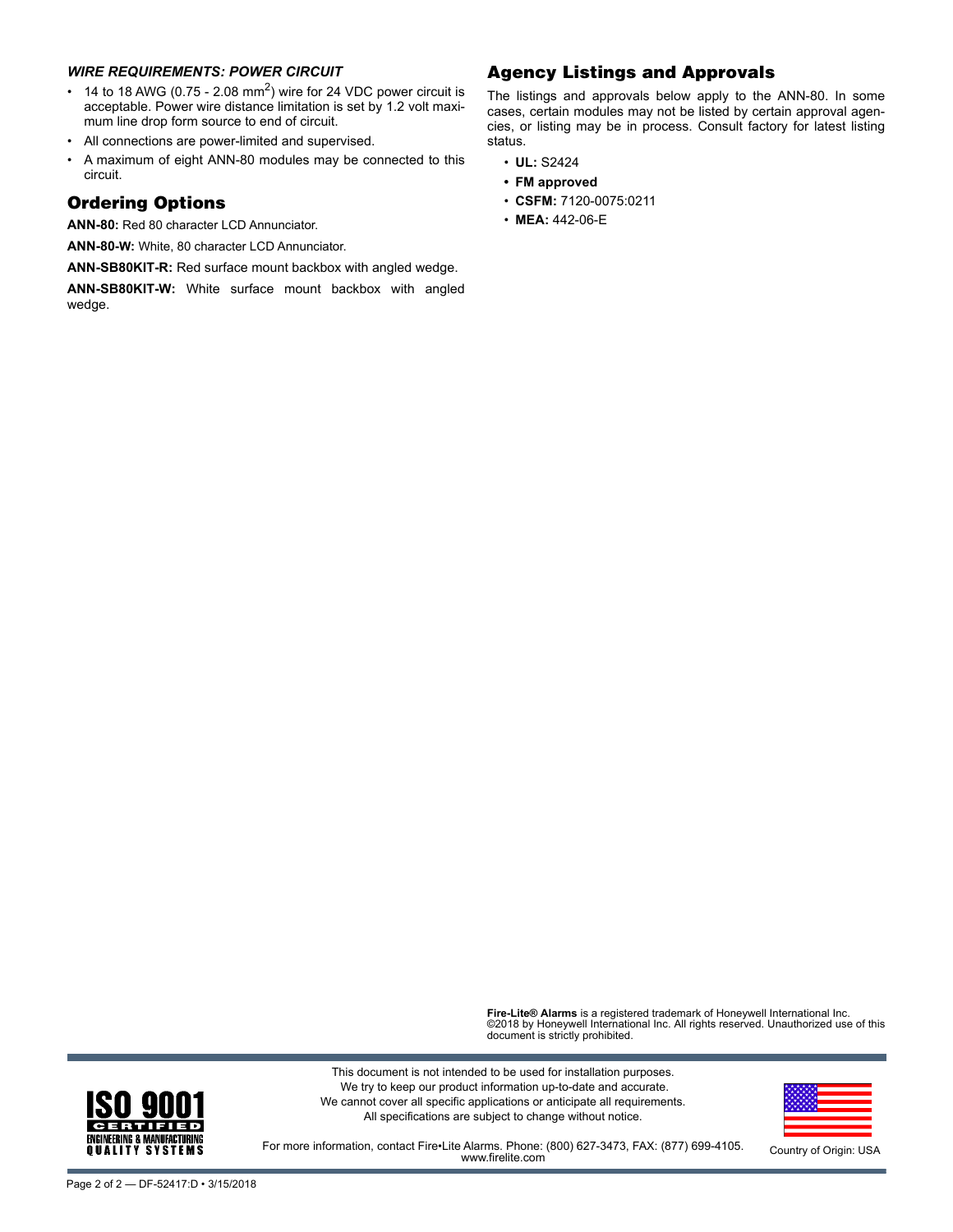***WIRE REQUIREMENTS: POWER CIRCUIT***

- 14 to 18 AWG (0.75 - 2.08 $mm^2$) wire for 24 VDC power circuit is acceptable. Power wire distance limitation is set by 1.2 volt maximum line drop form source to end of circuit.
- All connections are power-limited and supervised.
- A maximum of eight ANN-80 modules may be connected to this circuit.

## Ordering Options

**ANN-80:** Red 80 character LCD Annunciator.

**ANN-80-W:** White, 80 character LCD Annunciator.

**ANN-SB80KIT-R:** Red surface mount backbox with angled wedge.

**ANN-SB80KIT-W:** White surface mount backbox with angled wedge.

## Agency Listings and Approvals

The listings and approvals below apply to the ANN-80. In some cases, certain modules may not be listed by certain approval agencies, or listing may be in process. Consult factory for latest listing status.

- **UL:** S2424
- **FM approved**
- **CSFM:** 7120-0075:0211
- **MEA:** 442-06-E

**Fire-Lite® Alarms** is a registered trademark of Honeywell International Inc.
©2018 by Honeywell International Inc. All rights reserved. Unauthorized use of this document is strictly prohibited.

This document is not intended to be used for installation purposes.
We try to keep our product information up-to-date and accurate.
We cannot cover all specific applications or anticipate all requirements.
All specifications are subject to change without notice.

For more information, contact Fire•Lite Alarms. Phone: (800) 627-3473, FAX: (877) 699-4105.
www.firelite.com

ISO 9001 CERTIFIED ENGINEERING & MANUFACTURING QUALITY SYSTEMS

Country of Origin: USA

DF-52417:D • 3/15/2018